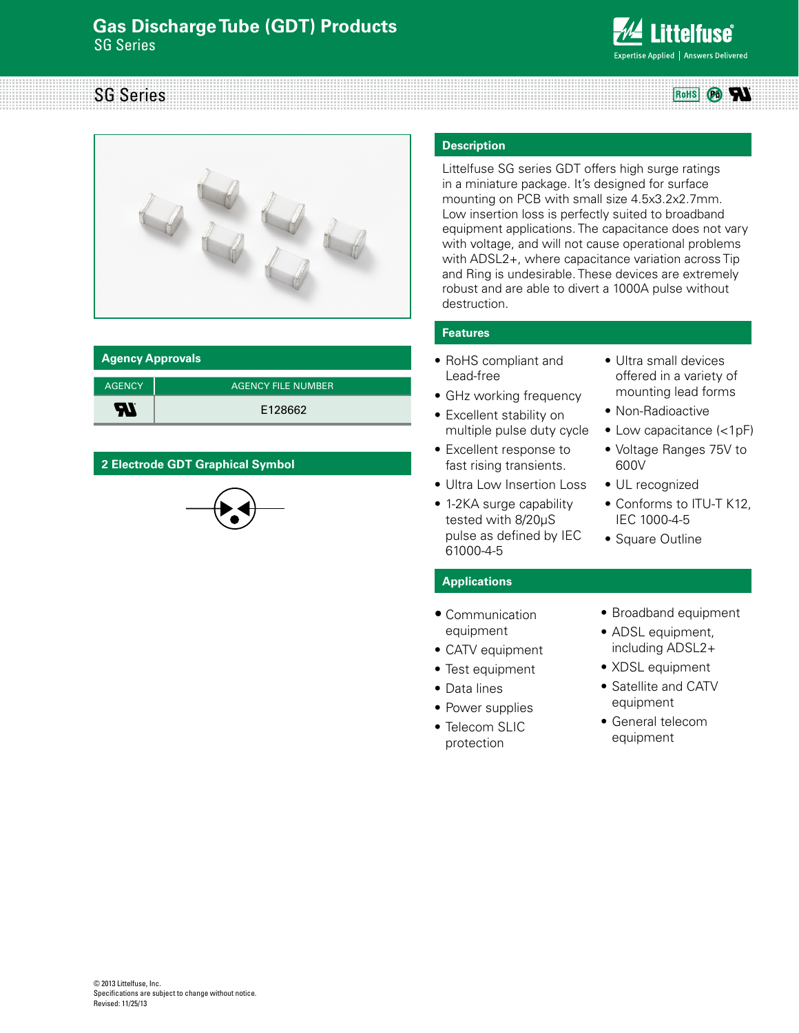# Gas Discharge Tube (GDT) Products

SG Series

## SG Series

### Description

Littelfuse SG series GDT offers high surge ratings in a miniature package. It's designed for surface mounting on PCB with small size 4.5x3.2x2.7mm. Low insertion loss is perfectly suited to broadband equipment applications. The capacitance does not vary with voltage, and will not cause operational problems with ADSL2+, where capacitance variation across Tip and Ring is undesirable. These devices are extremely robust and are able to divert a 1000A pulse without destruction.

### Agency Approvals

| AGENCY | AGENCY FILE NUMBER |
|---|---|
| UR | E128662 |

### 2 Electrode GDT Graphical Symbol

### Features

- RoHS compliant and Lead-free
- GHz working frequency
- Excellent stability on multiple pulse duty cycle
- Excellent response to fast rising transients.
- Ultra Low Insertion Loss
- 1-2KA surge capability tested with 8/20μS pulse as defined by IEC 61000-4-5
- Ultra small devices offered in a variety of mounting lead forms
- Non-Radioactive
- Low capacitance (<1pF)
- Voltage Ranges 75V to 600V
- UL recognized
- Conforms to ITU-T K12, IEC 1000-4-5
- Square Outline

### Applications

- Communication equipment
- CATV equipment
- Test equipment
- Data lines
- Power supplies
- Telecom SLIC protection
- Broadband equipment
- ADSL equipment, including ADSL2+
- XDSL equipment
- Satellite and CATV equipment
- General telecom equipment

© 2013 Littelfuse, Inc.
Specifications are subject to change without notice.
Revised: 11/25/13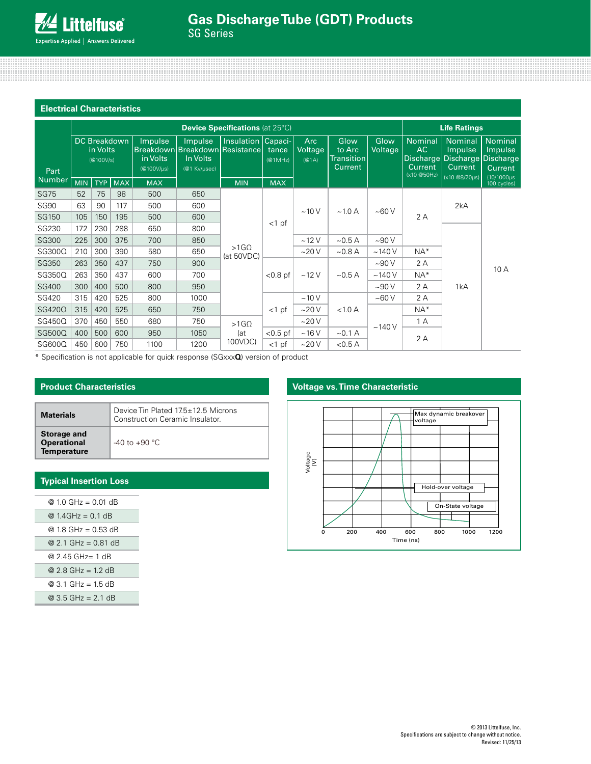## Electrical Characteristics

| Part Number | Device Specifications (at 25°C) | | | | | | | | | | Life Ratings | | |
|---|---|---|---|---|---|---|---|---|---|---|---|---|---|
| | DC Breakdown in Volts (@100V/s) | | | Impulse Breakdown in Volts (@100V/µs) | Impulse Breakdown In Volts (@1 Kv/µsec) | Insulation Resistance | Capacitance (@1MHz) | Arc Voltage (@1A) | Glow to Arc Transition Current | Glow Voltage | Nominal AC Discharge Current (x10 @50Hz) | Nominal Impulse Discharge Current (x10 @8/20µs) | Nominal Impulse Discharge Current (10/1000µs 100 cycles) |
| | MIN | TYP | MAX | MAX | | MIN | MAX | | | | | | |
| SG75 | 52 | 75 | 98 | 500 | 650 | >1GΩ (at 50VDC) | <1 pf | ~10 V | ~1.0 A | ~60 V | 2 A | 2kA | 10 A |
| SG90 | 63 | 90 | 117 | 500 | 600 | >1GΩ (at 50VDC) | <1 pf | ~10 V | ~1.0 A | ~60 V | 2 A | 2kA | 10 A |
| SG150 | 105 | 150 | 195 | 500 | 600 | >1GΩ (at 50VDC) | <1 pf | ~10 V | ~1.0 A | ~60 V | 2 A | 2kA | 10 A |
| SG230 | 172 | 230 | 288 | 650 | 800 | >1GΩ (at 50VDC) | <1 pf | ~10 V | ~1.0 A | ~60 V | 2 A | 1kA | 10 A |
| SG300 | 225 | 300 | 375 | 700 | 850 | >1GΩ (at 50VDC) | <1 pf | ~12 V | ~0.5 A | ~90 V | 2 A | 1kA | 10 A |
| SG300Q | 210 | 300 | 390 | 580 | 650 | >1GΩ (at 50VDC) | <1 pf | ~20 V | ~0.8 A | ~140 V | NA* | 1kA | 10 A |
| SG350 | 263 | 350 | 437 | 750 | 900 | >1GΩ (at 50VDC) | <0.8 pf | ~12 V | ~0.5 A | ~90 V | 2 A | 1kA | 10 A |
| SG350Q | 263 | 350 | 437 | 600 | 700 | >1GΩ (at 50VDC) | <0.8 pf | ~12 V | ~0.5 A | ~140 V | NA* | 1kA | 10 A |
| SG400 | 300 | 400 | 500 | 800 | 950 | >1GΩ (at 50VDC) | <0.8 pf | ~12 V | ~0.5 A | ~90 V | 2 A | 1kA | 10 A |
| SG420 | 315 | 420 | 525 | 800 | 1000 | >1GΩ (at 50VDC) | <1 pf | ~10 V | <1.0 A | ~60 V | 2 A | 1kA | 10 A |
| SG420Q | 315 | 420 | 525 | 650 | 750 | >1GΩ (at 50VDC) | <1 pf | ~20 V | <1.0 A | ~140 V | NA* | 1kA | 10 A |
| SG450Q | 370 | 450 | 550 | 680 | 750 | >1GΩ (at 100VDC) | <1 pf | ~20 V | <1.0 A | ~140 V | 1 A | 1kA | 10 A |
| SG500Q | 400 | 500 | 600 | 950 | 1050 | >1GΩ (at 100VDC) | <0.5 pf | ~16 V | ~0.1 A | ~140 V | 2 A | 1kA | 10 A |
| SG600Q | 450 | 600 | 750 | 1100 | 1200 | >1GΩ (at 100VDC) | <1 pf | ~20 V | <0.5 A | ~140 V | 2 A | 1kA | 10 A |

\* Specification is not applicable for quick response (SGxxx**Q**) version of product

## Product Characteristics

| | |
|---|---|
| **Materials** | Device Tin Plated 17.5±12.5 Microns Construction Ceramic Insulator. |
| **Storage and Operational Temperature** | -40 to +90 °C |

## Typical Insertion Loss

| |
|---|
| @ 1.0 GHz = 0.01 dB |
| @ 1.4GHz = 0.1 dB |
| @ 1.8 GHz = 0.53 dB |
| @ 2.1 GHz = 0.81 dB |
| @ 2.45 GHz= 1 dB |
| @ 2.8 GHz = 1.2 dB |
| @ 3.1 GHz = 1.5 dB |
| @ 3.5 GHz = 2.1 dB |

## Voltage vs. Time Characteristic

Max dynamic breakover voltage

Hold-over voltage

On-State voltage

Voltage (V)

0 200 400 600 800 1000 1200

Time (ns)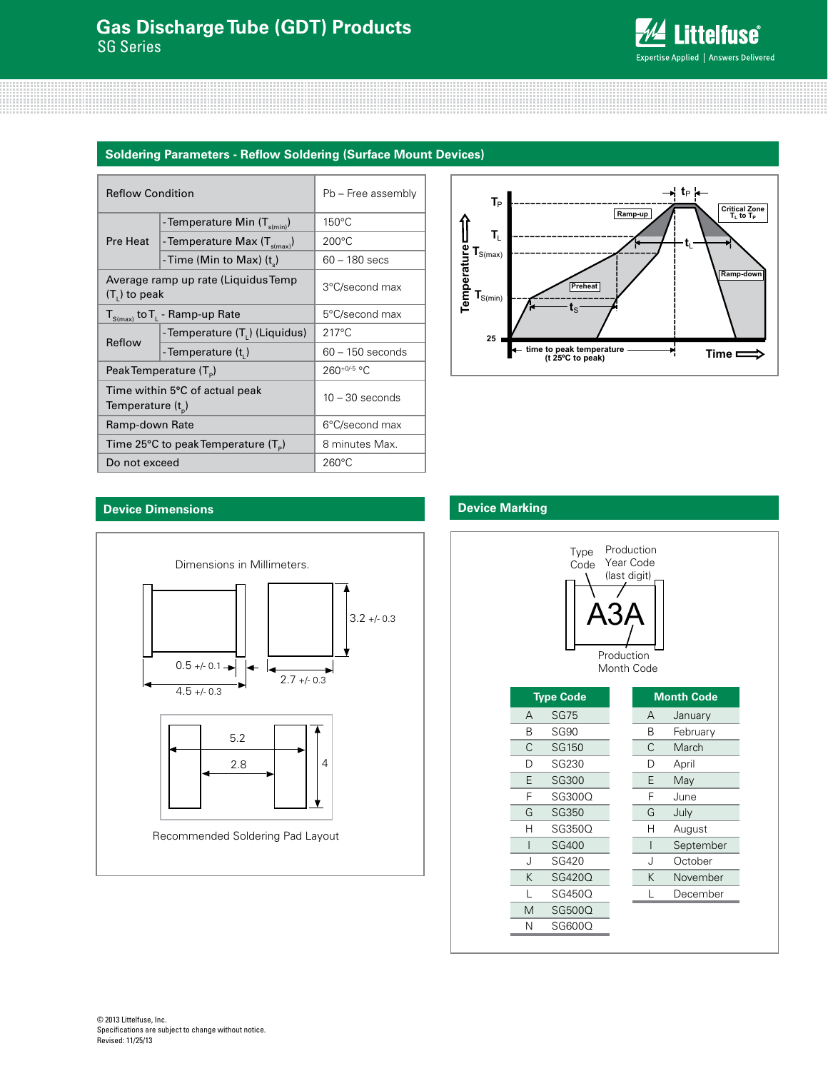## Soldering Parameters - Reflow Soldering (Surface Mount Devices)

| Reflow Condition | | Pb – Free assembly |
|---|---|---|
| Pre Heat | - Temperature Min ($T_{s(min)}$) | 150°C |
| | - Temperature Max ($T_{s(max)}$) | 200°C |
| | - Time (Min to Max) ($t_s$) | 60 – 180 secs |
| Average ramp up rate (Liquidus Temp ($T_L$) to peak | | 3°C/second max |
| $T_{S(max)}$ to $T_L$ - Ramp-up Rate | | 5°C/second max |
| Reflow | - Temperature ($T_L$) (Liquidus) | 217°C |
| | - Temperature ($t_L$) | 60 – 150 seconds |
| Peak Temperature ($T_P$) | | $260^{+0/-5}$ °C |
| Time within 5°C of actual peak Temperature ($t_p$) | | 10 – 30 seconds |
| Ramp-down Rate | | 6°C/second max |
| Time 25°C to peak Temperature ($T_P$) | | 8 minutes Max. |
| Do not exceed | | 260°C |

## Device Dimensions

Dimensions in Millimeters.

0.5 +/- 0.1

4.5 +/- 0.3

2.7 +/- 0.3

3.2 +/- 0.3

5.2

2.8

4

Recommended Soldering Pad Layout

## Device Marking

Type Code

Production Year Code (last digit)

A3A

Production Month Code

| Type Code | |
|---|---|
| A | SG75 |
| B | SG90 |
| C | SG150 |
| D | SG230 |
| E | SG300 |
| F | SG300Q |
| G | SG350 |
| H | SG350Q |
| I | SG400 |
| J | SG420 |
| K | SG420Q |
| L | SG450Q |
| M | SG500Q |
| N | SG600Q |

| Month Code | |
|---|---|
| A | January |
| B | February |
| C | March |
| D | April |
| E | May |
| F | June |
| G | July |
| H | August |
| I | September |
| J | October |
| K | November |
| L | December |

© 2013 Littelfuse, Inc.
Specifications are subject to change without notice.
Revised: 11/25/13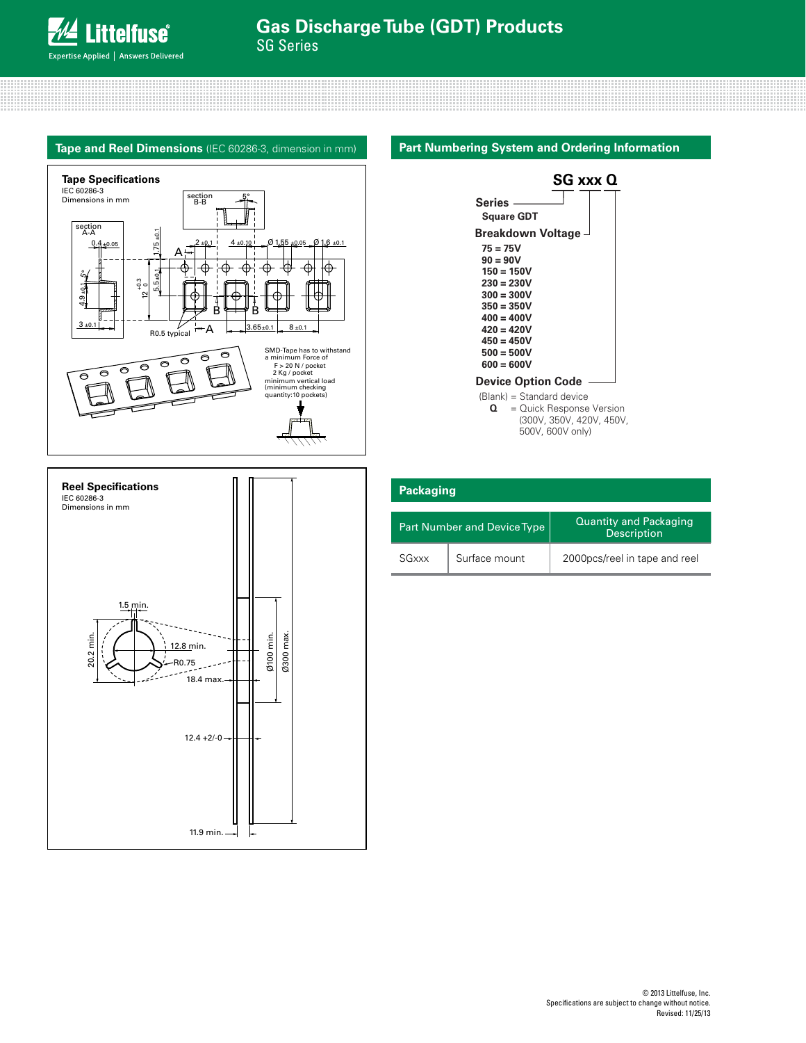## Tape and Reel Dimensions (IEC 60286-3, dimension in mm)

### Tape Specifications

IEC 60286-3
Dimensions in mm

section B-B
5°
section A-A
0.4 ±0.05
5°
4.9 ±0.1
3 ±0.1
1.75 ±0.1
12 +0.3 0
5.5 ±0.1
2 ±0.1
4 ±0.10
Ø 1.55 ±0.05
Ø 1.6 ±0.1
A
B
B
A
R0.5 typical
3.65 ±0.1
8 ±0.1

SMD-Tape has to withstand a minimum Force of
F > 20 N / pocket
2 Kg / pocket
minimum vertical load
(minimum checking quantity:10 pockets)

### Reel Specifications

IEC 60286-3
Dimensions in mm

1.5 min.
20.2 min.
12.8 min.
R0.75
18.4 max.
Ø100 min.
Ø300 max.
12.4 +2/-0
11.9 min.

## Part Numbering System and Ordering Information

**SG xxx Q**

**Series**
**Square GDT**

**Breakdown Voltage**
- **75 = 75V**
- **90 = 90V**
- **150 = 150V**
- **230 = 230V**
- **300 = 300V**
- **350 = 350V**
- **400 = 400V**
- **420 = 420V**
- **450 = 450V**
- **500 = 500V**
- **600 = 600V**

**Device Option Code**
(Blank) = Standard device
**Q** = Quick Response Version (300V, 350V, 420V, 450V, 500V, 600V only)

## Packaging

| Part Number and Device Type | | Quantity and Packaging Description |
|---|---|---|
| SGxxx | Surface mount | 2000pcs/reel in tape and reel |

© 2013 Littelfuse, Inc.
Specifications are subject to change without notice.
Revised: 11/25/13